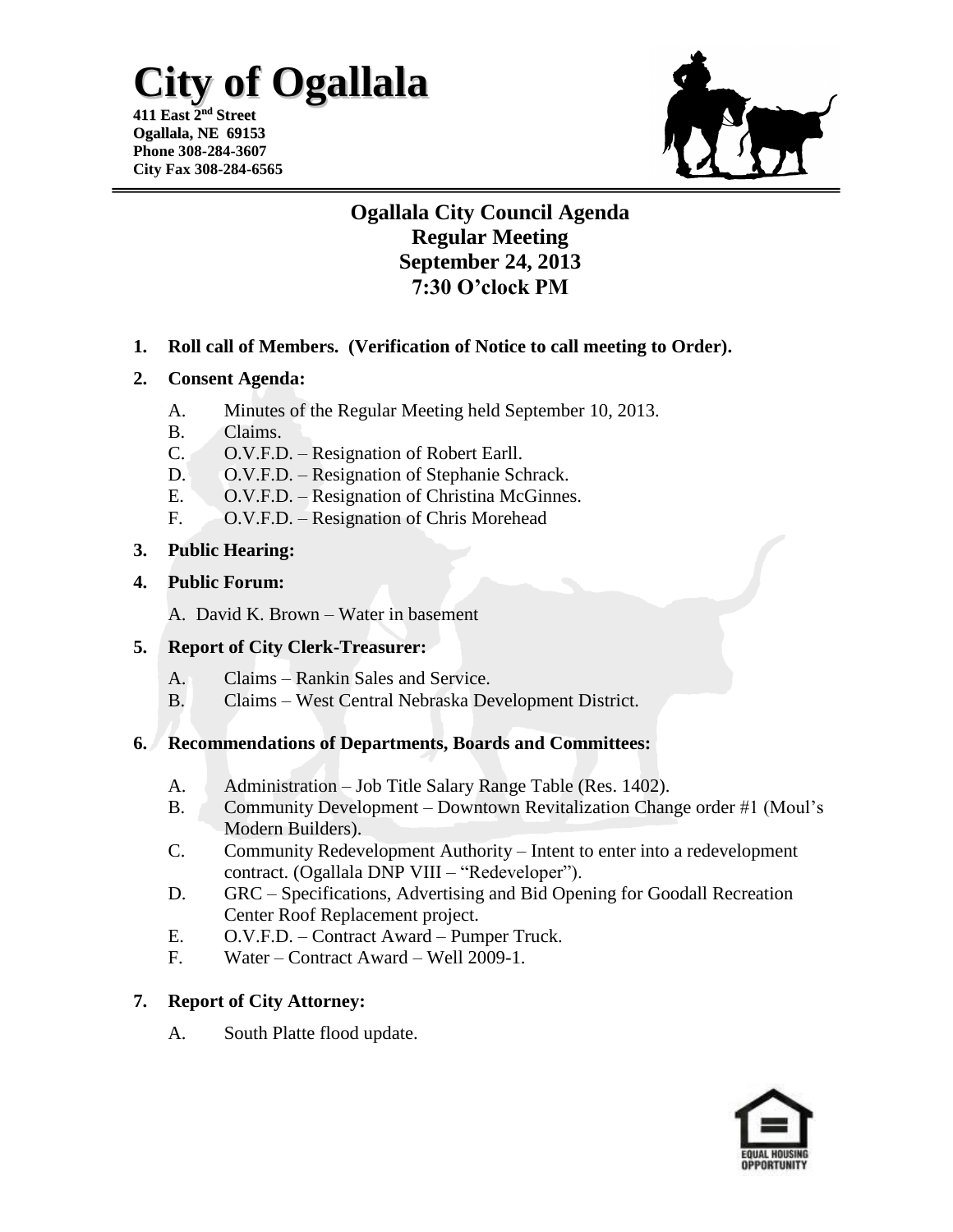# City of Ogallala

**411 East 2nd Street**
**Ogallala, NE 69153**
**Phone 308-284-3607**
**City Fax 308-284-6565**

## Ogallala City Council Agenda
## Regular Meeting
## September 24, 2013
## 7:30 O'clock PM

**1. Roll call of Members. (Verification of Notice to call meeting to Order).**

**2. Consent Agenda:**

A. Minutes of the Regular Meeting held September 10, 2013.
B. Claims.
C. O.V.F.D. – Resignation of Robert Earll.
D. O.V.F.D. – Resignation of Stephanie Schrack.
E. O.V.F.D. – Resignation of Christina McGinnes.
F. O.V.F.D. – Resignation of Chris Morehead

**3. Public Hearing:**

**4. Public Forum:**

A. David K. Brown – Water in basement

**5. Report of City Clerk-Treasurer:**

A. Claims – Rankin Sales and Service.
B. Claims – West Central Nebraska Development District.

**6. Recommendations of Departments, Boards and Committees:**

A. Administration – Job Title Salary Range Table (Res. 1402).
B. Community Development – Downtown Revitalization Change order #1 (Moul's Modern Builders).
C. Community Redevelopment Authority – Intent to enter into a redevelopment contract. (Ogallala DNP VIII – "Redeveloper").
D. GRC – Specifications, Advertising and Bid Opening for Goodall Recreation Center Roof Replacement project.
E. O.V.F.D. – Contract Award – Pumper Truck.
F. Water – Contract Award – Well 2009-1.

**7. Report of City Attorney:**

A. South Platte flood update.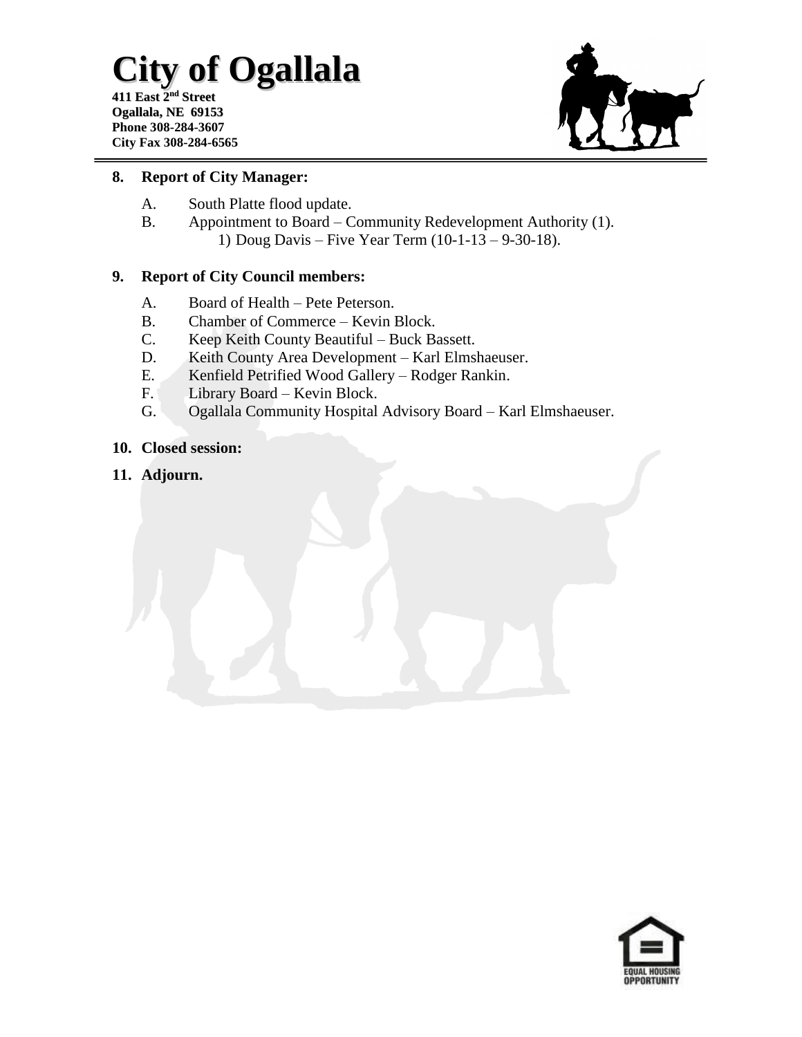**8. Report of City Manager:**

A. South Platte flood update.

B. Appointment to Board – Community Redevelopment Authority (1).
   1) Doug Davis – Five Year Term (10-1-13 – 9-30-18).

**9. Report of City Council members:**

A. Board of Health – Pete Peterson.

B. Chamber of Commerce – Kevin Block.

C. Keep Keith County Beautiful – Buck Bassett.

D. Keith County Area Development – Karl Elmshaeuser.

E. Kenfield Petrified Wood Gallery – Rodger Rankin.

F. Library Board – Kevin Block.

G. Ogallala Community Hospital Advisory Board – Karl Elmshaeuser.

**10. Closed session:**

**11. Adjourn.**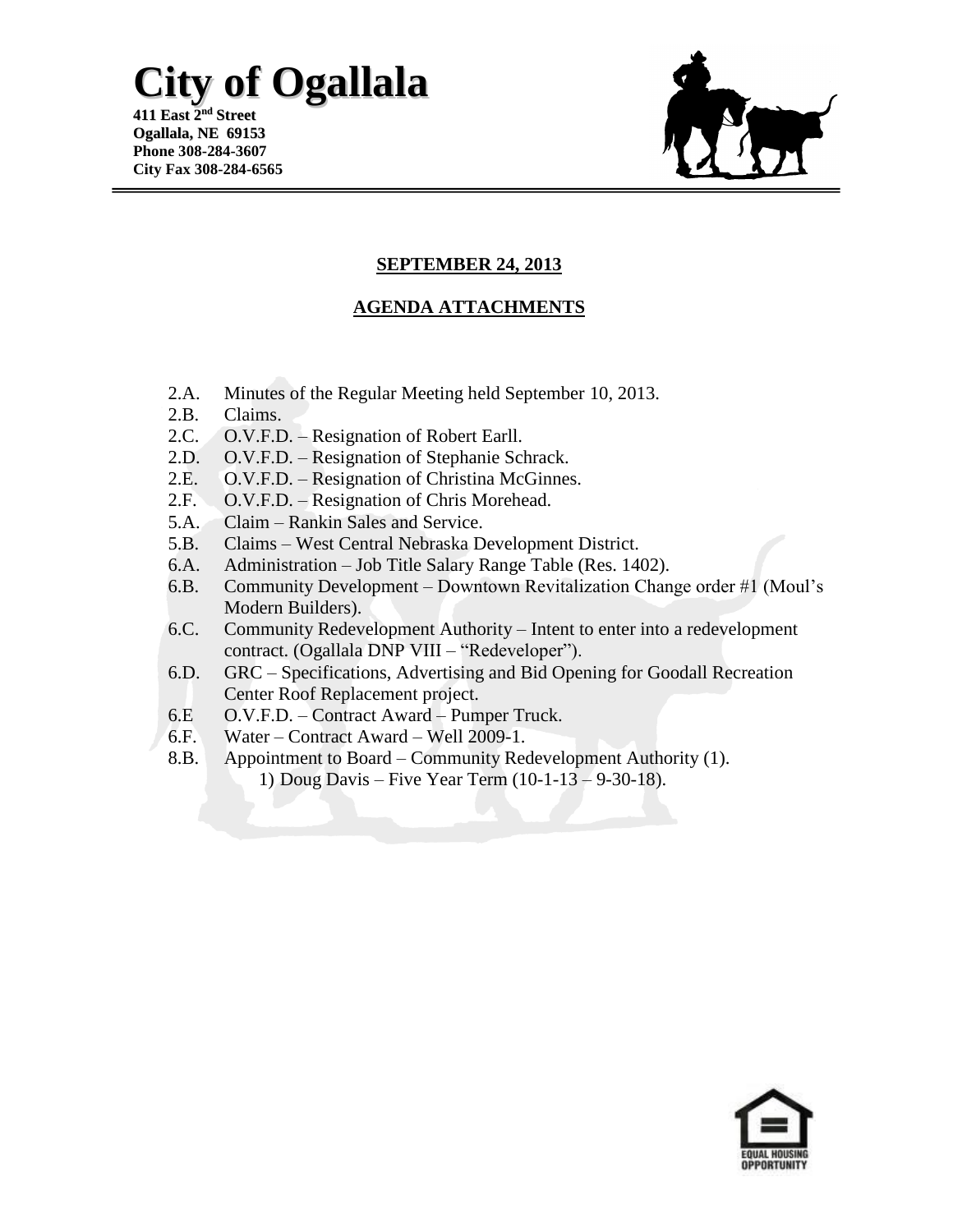# City of Ogallala

**411 East 2nd Street**
**Ogallala, NE 69153**
**Phone 308-284-3607**
**City Fax 308-284-6565**

---

**SEPTEMBER 24, 2013**

**AGENDA ATTACHMENTS**

2.A. Minutes of the Regular Meeting held September 10, 2013.
2.B. Claims.
2.C. O.V.F.D. – Resignation of Robert Earll.
2.D. O.V.F.D. – Resignation of Stephanie Schrack.
2.E. O.V.F.D. – Resignation of Christina McGinnes.
2.F. O.V.F.D. – Resignation of Chris Morehead.
5.A. Claim – Rankin Sales and Service.
5.B. Claims – West Central Nebraska Development District.
6.A. Administration – Job Title Salary Range Table (Res. 1402).
6.B. Community Development – Downtown Revitalization Change order #1 (Moul's Modern Builders).
6.C. Community Redevelopment Authority – Intent to enter into a redevelopment contract. (Ogallala DNP VIII – "Redeveloper").
6.D. GRC – Specifications, Advertising and Bid Opening for Goodall Recreation Center Roof Replacement project.
6.E O.V.F.D. – Contract Award – Pumper Truck.
6.F. Water – Contract Award – Well 2009-1.
8.B. Appointment to Board – Community Redevelopment Authority (1).
  1) Doug Davis – Five Year Term (10-1-13 – 9-30-18).